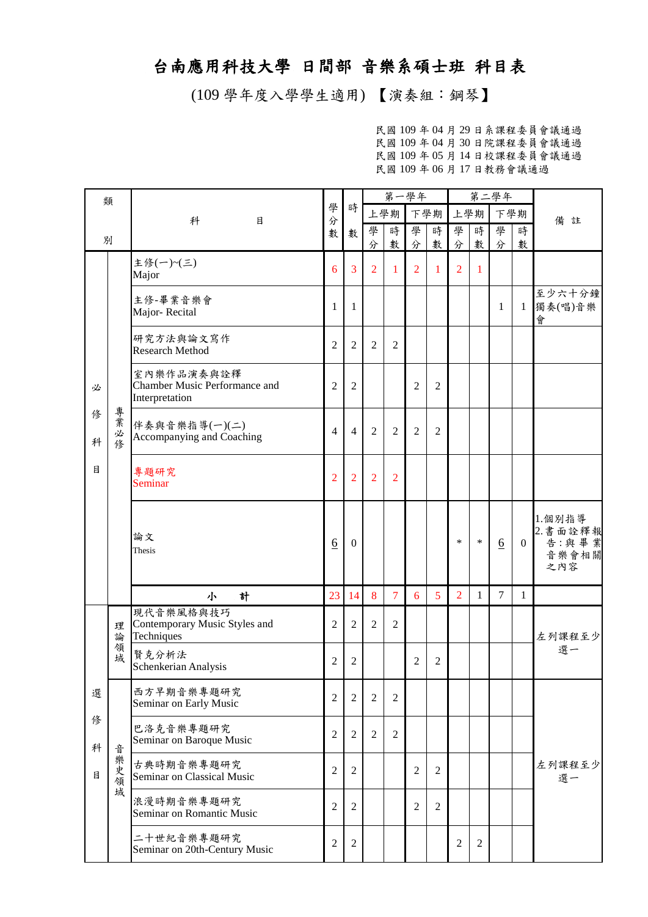# 台南應用科技大學 日間部 音樂系碩士班 科目表

(109 學年度入學學生適用) 【演奏組：鋼琴】

民國 109 年 04 月 29 日系課程委員會議通過
民國 109 年 04 月 30 日院課程委員會議通過
民國 109 年 05 月 14 日校課程委員會議通過
民國 109 年 06 月 17 日教務會議通過

| 類別 | | 科目 | 學分數 | 時數 | 第一學年 上學期 學分 | 第一學年 上學期 時數 | 第一學年 下學期 學分 | 第一學年 下學期 時數 | 第二學年 上學期 學分 | 第二學年 上學期 時數 | 第二學年 下學期 學分 | 第二學年 下學期 時數 | 備註 |
|---|---|---|---|---|---|---|---|---|---|---|---|---|---|
| 必修科目 | 專業必修 | 主修(一)~(三)<br>Major | 6 | 3 | 2 | 1 | 2 | 1 | 2 | 1 | | | |
| | | 主修-畢業音樂會<br>Major- Recital | 1 | 1 | | | | | | | 1 | 1 | 至少六十分鐘獨奏(唱)音樂會 |
| | | 研究方法與論文寫作<br>Research Method | 2 | 2 | 2 | 2 | | | | | | | |
| | | 室內樂作品演奏與詮釋<br>Chamber Music Performance and Interpretation | 2 | 2 | | | 2 | 2 | | | | | |
| | | 伴奏與音樂指導(一)(二)<br>Accompanying and Coaching | 4 | 4 | 2 | 2 | 2 | 2 | | | | | |
| | | 專題研究<br>Seminar | 2 | 2 | 2 | 2 | | | | | | | |
| | | 論文<br>Thesis | 6 | 0 | | | | | * | * | 6 | 0 | 1.個別指導<br>2.書面詮釋報告：與畢業音樂會相關之內容 |
| | | 小計 | 23 | 14 | 8 | 7 | 6 | 5 | 2 | 1 | 7 | 1 | |
| 選修科目 | 理論領域 | 現代音樂風格與技巧<br>Contemporary Music Styles and Techniques | 2 | 2 | 2 | 2 | | | | | | | 左列課程至少選一 |
| | | 賢克分析法<br>Schenkerian Analysis | 2 | 2 | | | 2 | 2 | | | | | |
| | 音樂史領域 | 西方早期音樂專題研究<br>Seminar on Early Music | 2 | 2 | 2 | 2 | | | | | | | 左列課程至少選一 |
| | | 巴洛克音樂專題研究<br>Seminar on Baroque Music | 2 | 2 | 2 | 2 | | | | | | | |
| | | 古典時期音樂專題研究<br>Seminar on Classical Music | 2 | 2 | | | 2 | 2 | | | | | |
| | | 浪漫時期音樂專題研究<br>Seminar on Romantic Music | 2 | 2 | | | 2 | 2 | | | | | |
| | | 二十世紀音樂專題研究<br>Seminar on 20th-Century Music | 2 | 2 | | | | | 2 | 2 | | | |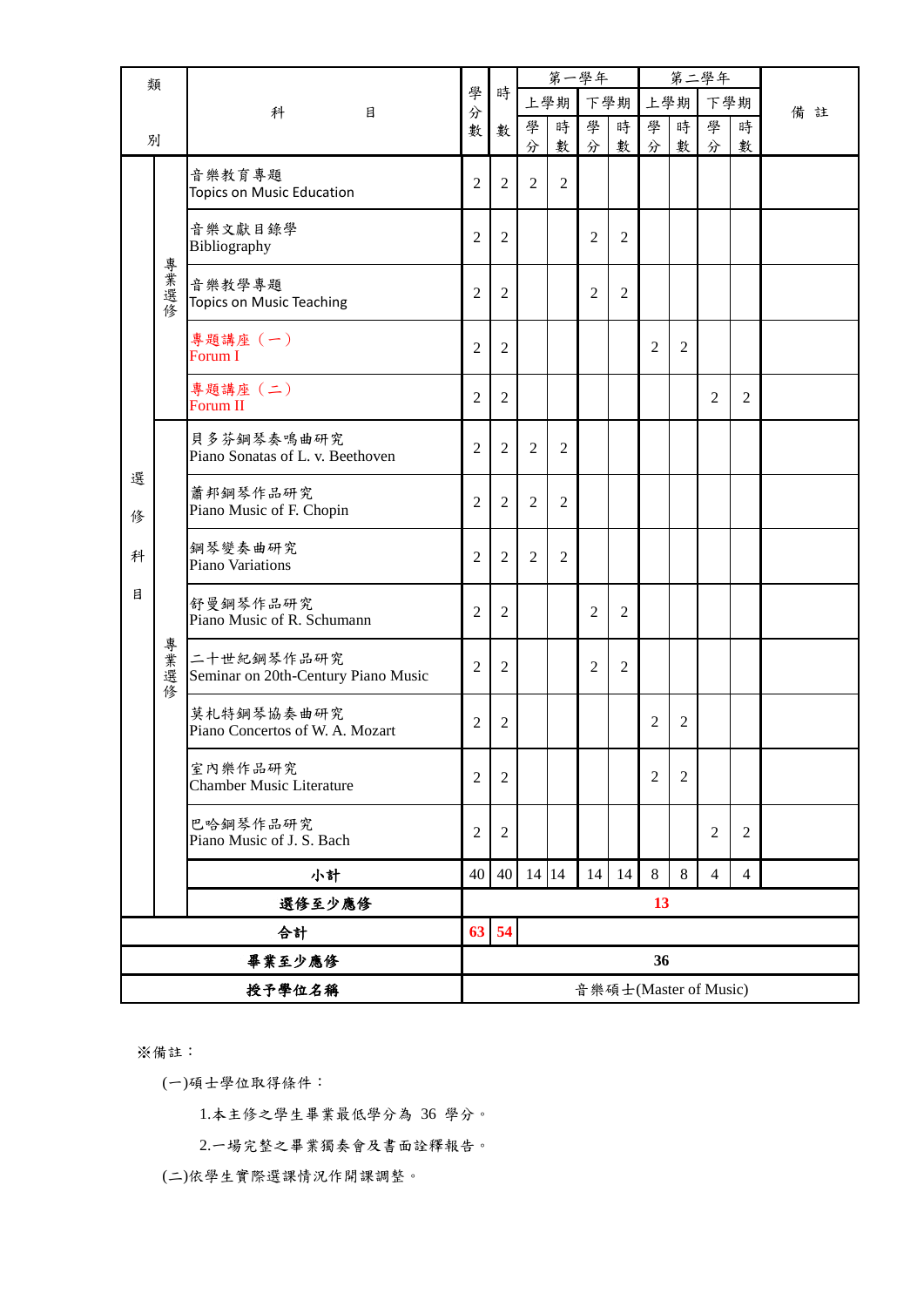| 類別 | | 科目 | 學分數 | 時數 | 第一學年 | | | | 第二學年 | | | | 備註 |
|---|---|---|---|---|---|---|---|---|---|---|---|---|---|
| | | | | | 上學期 | | 下學期 | | 上學期 | | 下學期 | | |
| | | | | | 學分 | 時數 | 學分 | 時數 | 學分 | 時數 | 學分 | 時數 | |
| 選修科目 | 專業選修 | 音樂教育專題<br>Topics on Music Education | 2 | 2 | 2 | 2 | | | | | | | |
| | | 音樂文獻目錄學<br>Bibliography | 2 | 2 | | | 2 | 2 | | | | | |
| | | 音樂教學專題<br>Topics on Music Teaching | 2 | 2 | | | 2 | 2 | | | | | |
| | | 專題講座（一）<br>Forum I | 2 | 2 | | | | | 2 | 2 | | | |
| | | 專題講座（二）<br>Forum II | 2 | 2 | | | | | | | 2 | 2 | |
| | 專業選修 | 貝多芬鋼琴奏鳴曲研究<br>Piano Sonatas of L. v. Beethoven | 2 | 2 | 2 | 2 | | | | | | | |
| | | 蕭邦鋼琴作品研究<br>Piano Music of F. Chopin | 2 | 2 | 2 | 2 | | | | | | | |
| | | 鋼琴變奏曲研究<br>Piano Variations | 2 | 2 | 2 | 2 | | | | | | | |
| | | 舒曼鋼琴作品研究<br>Piano Music of R. Schumann | 2 | 2 | | | 2 | 2 | | | | | |
| | | 二十世紀鋼琴作品研究<br>Seminar on 20th-Century Piano Music | 2 | 2 | | | 2 | 2 | | | | | |
| | | 莫札特鋼琴協奏曲研究<br>Piano Concertos of W. A. Mozart | 2 | 2 | | | | | 2 | 2 | | | |
| | | 室內樂作品研究<br>Chamber Music Literature | 2 | 2 | | | | | 2 | 2 | | | |
| | | 巴哈鋼琴作品研究<br>Piano Music of J. S. Bach | 2 | 2 | | | | | | | 2 | 2 | |
| | | **小計** | 40 | 40 | 14 | 14 | 14 | 14 | 8 | 8 | 4 | 4 | |
| | | **選修至少應修** | **13** | | | | | | | | | | |
| **合計** | | | **63** | **54** | | | | | | | | | |
| **畢業至少應修** | | | **36** | | | | | | | | | | |
| **授予學位名稱** | | | 音樂碩士(Master of Music) | | | | | | | | | | |

※備註：

(一)碩士學位取得條件：

1.本主修之學生畢業最低學分為 36 學分。

2.一場完整之畢業獨奏會及書面詮釋報告。

(二)依學生實際選課情況作開課調整。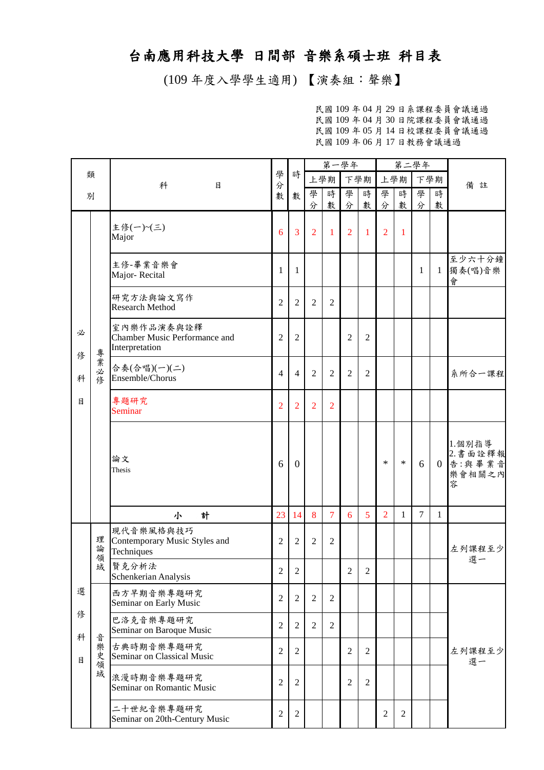# 台南應用科技大學 日間部 音樂系碩士班 科目表

(109 年度入學學生適用) 【演奏組：聲樂】

民國 109 年 04 月 29 日系課程委員會議通過
民國 109 年 04 月 30 日院課程委員會議通過
民國 109 年 05 月 14 日校課程委員會議通過
民國 109 年 06 月 17 日教務會議通過

| 類別 | | 科目 | 學分數 | 時數 | 第一學年 | | | | 第二學年 | | | | 備註 |
|---|---|---|---|---|---|---|---|---|---|---|---|---|---|
| | | | | | 上學期 | | 下學期 | | 上學期 | | 下學期 | | |
| | | | | | 學分 | 時數 | 學分 | 時數 | 學分 | 時數 | 學分 | 時數 | |
| 必修科目 | 專業必修 | 主修(一)~(三)<br>Major | 6 | 3 | 2 | 1 | 2 | 1 | 2 | 1 | | | |
| | | 主修-畢業音樂會<br>Major- Recital | 1 | 1 | | | | | | | 1 | 1 | 至少六十分鐘獨奏(唱)音樂會 |
| | | 研究方法與論文寫作<br>Research Method | 2 | 2 | 2 | 2 | | | | | | | |
| | | 室內樂作品演奏與詮釋<br>Chamber Music Performance and Interpretation | 2 | 2 | | | 2 | 2 | | | | | |
| | | 合奏(合唱)(一)(二)<br>Ensemble/Chorus | 4 | 4 | 2 | 2 | 2 | 2 | | | | | 系所合一課程 |
| | | 專題研究<br>Seminar | 2 | 2 | 2 | 2 | | | | | | | |
| | | 論文<br>Thesis | 6 | 0 | | | | | * | * | 6 | 0 | 1.個別指導<br>2.書面詮釋報告:與畢業音樂會相關之內容 |
| | | 小計 | 23 | 14 | 8 | 7 | 6 | 5 | 2 | 1 | 7 | 1 | |
| 選修科目 | 理論領域 | 現代音樂風格與技巧<br>Contemporary Music Styles and Techniques | 2 | 2 | 2 | 2 | | | | | | | 左列課程至少選一 |
| | | 賢克分析法<br>Schenkerian Analysis | 2 | 2 | | | 2 | 2 | | | | | |
| | 音樂史領域 | 西方早期音樂專題研究<br>Seminar on Early Music | 2 | 2 | 2 | 2 | | | | | | | 左列課程至少選一 |
| | | 巴洛克音樂專題研究<br>Seminar on Baroque Music | 2 | 2 | 2 | 2 | | | | | | | |
| | | 古典時期音樂專題研究<br>Seminar on Classical Music | 2 | 2 | | | 2 | 2 | | | | | |
| | | 浪漫時期音樂專題研究<br>Seminar on Romantic Music | 2 | 2 | | | 2 | 2 | | | | | |
| | | 二十世紀音樂專題研究<br>Seminar on 20th-Century Music | 2 | 2 | | | | | 2 | 2 | | | |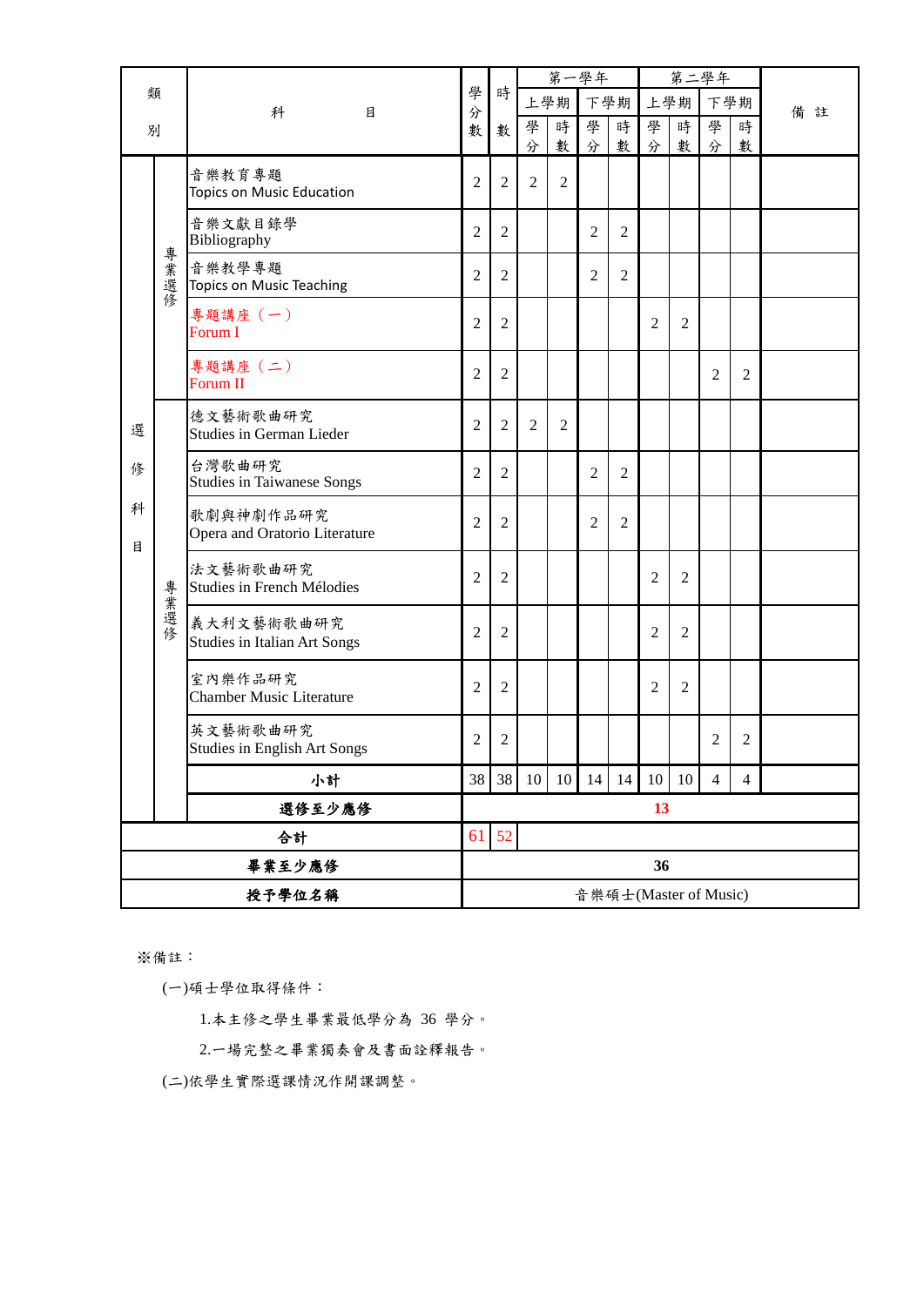| 類別 | | 科目 | 學分數 | 時數 | 第一學年 | | | | 第二學年 | | | | 備註 |
|---|---|---|---|---|---|---|---|---|---|---|---|---|---|
| | | | | | 上學期 | | 下學期 | | 上學期 | | 下學期 | | |
| | | | | | 學分 | 時數 | 學分 | 時數 | 學分 | 時數 | 學分 | 時數 | |
| 選修科目 | 專業選修 | 音樂教育專題<br>Topics on Music Education | 2 | 2 | 2 | 2 | | | | | | | |
| | | 音樂文獻目錄學<br>Bibliography | 2 | 2 | | | 2 | 2 | | | | | |
| | | 音樂教學專題<br>Topics on Music Teaching | 2 | 2 | | | 2 | 2 | | | | | |
| | | 專題講座（一）<br>Forum I | 2 | 2 | | | | | 2 | 2 | | | |
| | | 專題講座（二）<br>Forum II | 2 | 2 | | | | | | | 2 | 2 | |
| | 專業選修 | 德文藝術歌曲研究<br>Studies in German Lieder | 2 | 2 | 2 | 2 | | | | | | | |
| | | 台灣歌曲研究<br>Studies in Taiwanese Songs | 2 | 2 | | | 2 | 2 | | | | | |
| | | 歌劇與神劇作品研究<br>Opera and Oratorio Literature | 2 | 2 | | | 2 | 2 | | | | | |
| | | 法文藝術歌曲研究<br>Studies in French Mélodies | 2 | 2 | | | | | 2 | 2 | | | |
| | | 義大利文藝術歌曲研究<br>Studies in Italian Art Songs | 2 | 2 | | | | | 2 | 2 | | | |
| | | 室內樂作品研究<br>Chamber Music Literature | 2 | 2 | | | | | 2 | 2 | | | |
| | | 英文藝術歌曲研究<br>Studies in English Art Songs | 2 | 2 | | | | | | | 2 | 2 | |
| | | **小計** | 38 | 38 | 10 | 10 | 14 | 14 | 10 | 10 | 4 | 4 | |
| | | **選修至少應修** | 13 | | | | | | | | | | |
| **合計** | | | 61 | 52 | | | | | | | | | |
| **畢業至少應修** | | | 36 | | | | | | | | | | |
| **授予學位名稱** | | | 音樂碩士(Master of Music) | | | | | | | | | | |

※備註：

(一)碩士學位取得條件：

1.本主修之學生畢業最低學分為 36 學分。

2.一場完整之畢業獨奏會及書面詮釋報告。

(二)依學生實際選課情況作開課調整。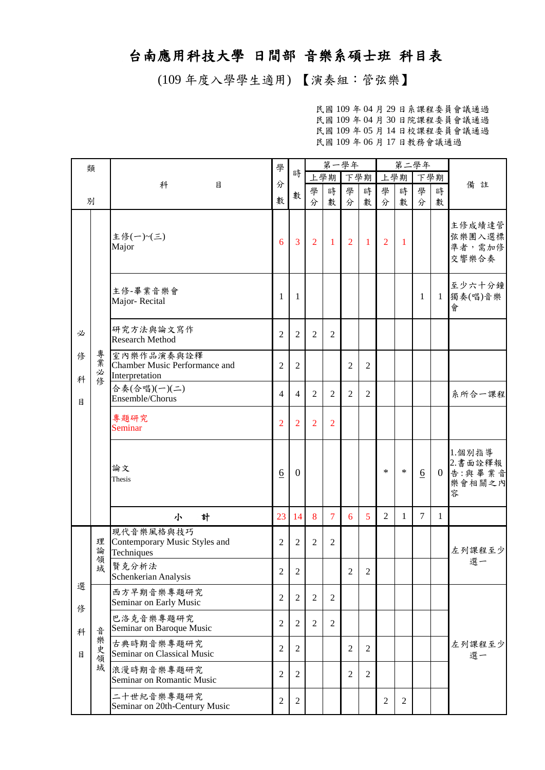# 台南應用科技大學 日間部 音樂系碩士班 科目表

(109 年度入學學生適用) 【演奏組：管弦樂】

民國 109 年 04 月 29 日系課程委員會議通過
民國 109 年 04 月 30 日院課程委員會議通過
民國 109 年 05 月 14 日校課程委員會議通過
民國 109 年 06 月 17 日教務會議通過

| 類別 | | 科目 | 學分數 | 時數 | 第一學年 上學期 學分 | 第一學年 上學期 時數 | 第一學年 下學期 學分 | 第一學年 下學期 時數 | 第二學年 上學期 學分 | 第二學年 上學期 時數 | 第二學年 下學期 學分 | 第二學年 下學期 時數 | 備註 |
|---|---|---|---|---|---|---|---|---|---|---|---|---|---|
| 必修科目 | 專業必修 | 主修(一)~(三) Major | 6 | 3 | 2 | 1 | 2 | 1 | 2 | 1 | | | 主修成績達管弦樂團入選標準者，需加修交響樂合奏 |
| | | 主修-畢業音樂會 Major- Recital | 1 | 1 | | | | | | | 1 | 1 | 至少六十分鐘獨奏(唱)音樂會 |
| | | 研究方法與論文寫作 Research Method | 2 | 2 | 2 | 2 | | | | | | | |
| | | 室內樂作品演奏與詮釋 Chamber Music Performance and Interpretation | 2 | 2 | | | 2 | 2 | | | | | |
| | | 合奏(合唱)(一)(二) Ensemble/Chorus | 4 | 4 | 2 | 2 | 2 | 2 | | | | | 系所合一課程 |
| | | 專題研究 Seminar | 2 | 2 | 2 | 2 | | | | | | | |
| | | 論文 Thesis | 6 | 0 | | | | | * | * | 6 | 0 | 1.個別指導 2.書面詮釋報告:與畢業音樂會相關之內容 |
| | | 小　　計 | 23 | 14 | 8 | 7 | 6 | 5 | 2 | 1 | 7 | 1 | |
| 選修科目 | 理論領域 | 現代音樂風格與技巧 Contemporary Music Styles and Techniques | 2 | 2 | 2 | 2 | | | | | | | 左列課程至少選一 |
| | | 賢克分析法 Schenkerian Analysis | 2 | 2 | | | 2 | 2 | | | | | |
| | 音樂史領域 | 西方早期音樂專題研究 Seminar on Early Music | 2 | 2 | 2 | 2 | | | | | | | 左列課程至少選一 |
| | | 巴洛克音樂專題研究 Seminar on Baroque Music | 2 | 2 | 2 | 2 | | | | | | | |
| | | 古典時期音樂專題研究 Seminar on Classical Music | 2 | 2 | | | 2 | 2 | | | | | |
| | | 浪漫時期音樂專題研究 Seminar on Romantic Music | 2 | 2 | | | 2 | 2 | | | | | |
| | | 二十世紀音樂專題研究 Seminar on 20th-Century Music | 2 | 2 | | | | | 2 | 2 | | | |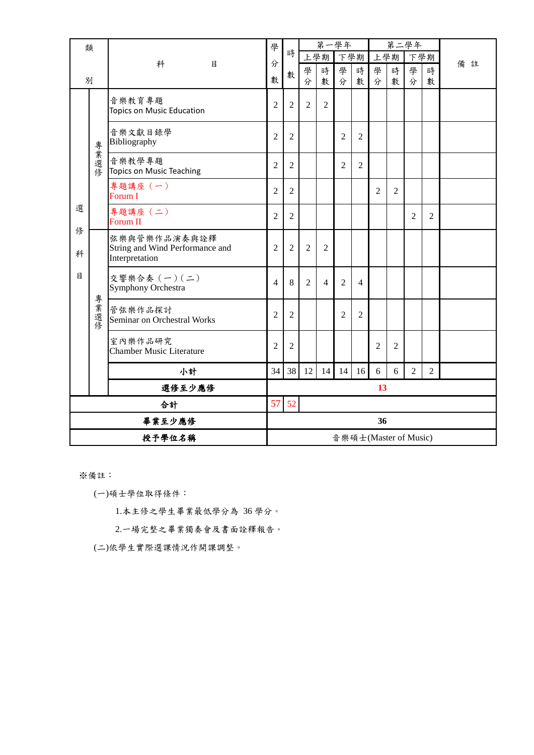| 類別 | | 科目 | 學分數 | 時數 | 第一學年 | | | | 第二學年 | | | | 備註 |
|---|---|---|---|---|---|---|---|---|---|---|---|---|---|
| | | | | | 上學期 | | 下學期 | | 上學期 | | 下學期 | | |
| | | | | | 學分 | 時數 | 學分 | 時數 | 學分 | 時數 | 學分 | 時數 | |
| 選修科目 | 專業選修 | 音樂教育專題<br>Topics on Music Education | 2 | 2 | 2 | 2 | | | | | | | |
| | | 音樂文獻目錄學<br>Bibliography | 2 | 2 | | | 2 | 2 | | | | | |
| | | 音樂教學專題<br>Topics on Music Teaching | 2 | 2 | | | 2 | 2 | | | | | |
| | | 專題講座（一）<br>Forum I | 2 | 2 | | | | | 2 | 2 | | | |
| | | 專題講座（二）<br>Forum II | 2 | 2 | | | | | | | 2 | 2 | |
| | 專業選修 | 弦樂與管樂作品演奏與詮釋<br>String and Wind Performance and Interpretation | 2 | 2 | 2 | 2 | | | | | | | |
| | | 交響樂合奏（一）（二）<br>Symphony Orchestra | 4 | 8 | 2 | 4 | 2 | 4 | | | | | |
| | | 管弦樂作品探討<br>Seminar on Orchestral Works | 2 | 2 | | | 2 | 2 | | | | | |
| | | 室內樂作品研究<br>Chamber Music Literature | 2 | 2 | | | | | 2 | 2 | | | |
| | | 小計 | 34 | 38 | 12 | 14 | 14 | 16 | 6 | 6 | 2 | 2 | |
| | | 選修至少應修 | 13 | | | | | | | | | | |
| 合計 | | | 57 | 52 | | | | | | | | | |
| 畢業至少應修 | | | 36 | | | | | | | | | | |
| 授予學位名稱 | | | 音樂碩士(Master of Music) | | | | | | | | | | |

※備註：

(一)碩士學位取得條件：

1.本主修之學生畢業最低學分為 36 學分。

2.一場完整之畢業獨奏會及書面詮釋報告。

(二)依學生實際選課情況作開課調整。